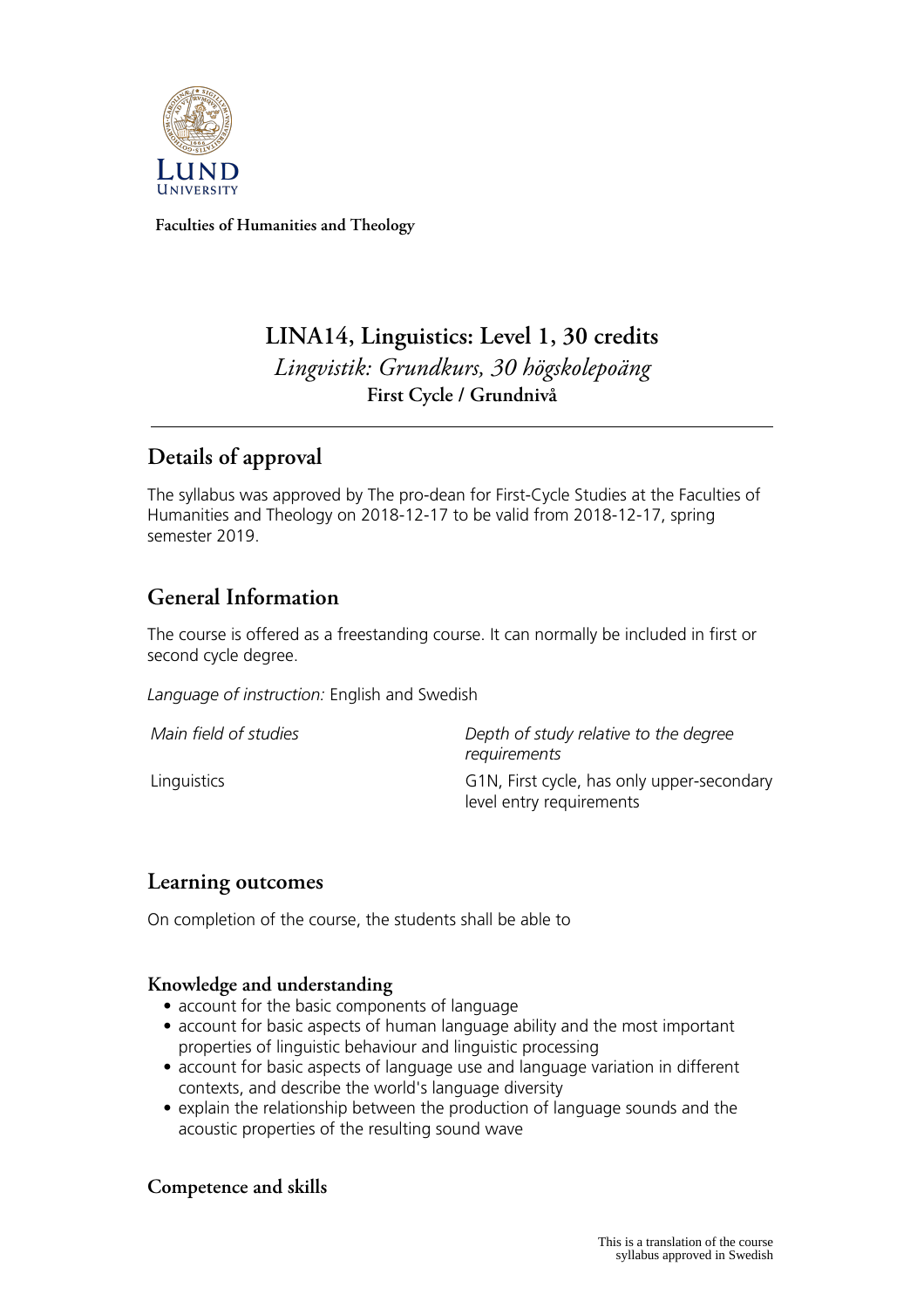Faculties of Humanities and Theology

# LINA14, Linguistics: Level 1, 30 credits

*Lingvistik: Grundkurs, 30 högskolepoäng*

**First Cycle / Grundnivå**

## Details of approval

The syllabus was approved by The pro-dean for First-Cycle Studies at the Faculties of Humanities and Theology on 2018-12-17 to be valid from 2018-12-17, spring semester 2019.

## General Information

The course is offered as a freestanding course. It can normally be included in first or second cycle degree.

*Language of instruction:* English and Swedish

| *Main field of studies* | *Depth of study relative to the degree requirements* |
| --- | --- |
| Linguistics | G1N, First cycle, has only upper-secondary level entry requirements |

## Learning outcomes

On completion of the course, the students shall be able to

### Knowledge and understanding

- account for the basic components of language
- account for basic aspects of human language ability and the most important properties of linguistic behaviour and linguistic processing
- account for basic aspects of language use and language variation in different contexts, and describe the world's language diversity
- explain the relationship between the production of language sounds and the acoustic properties of the resulting sound wave

### Competence and skills

This is a translation of the course syllabus approved in Swedish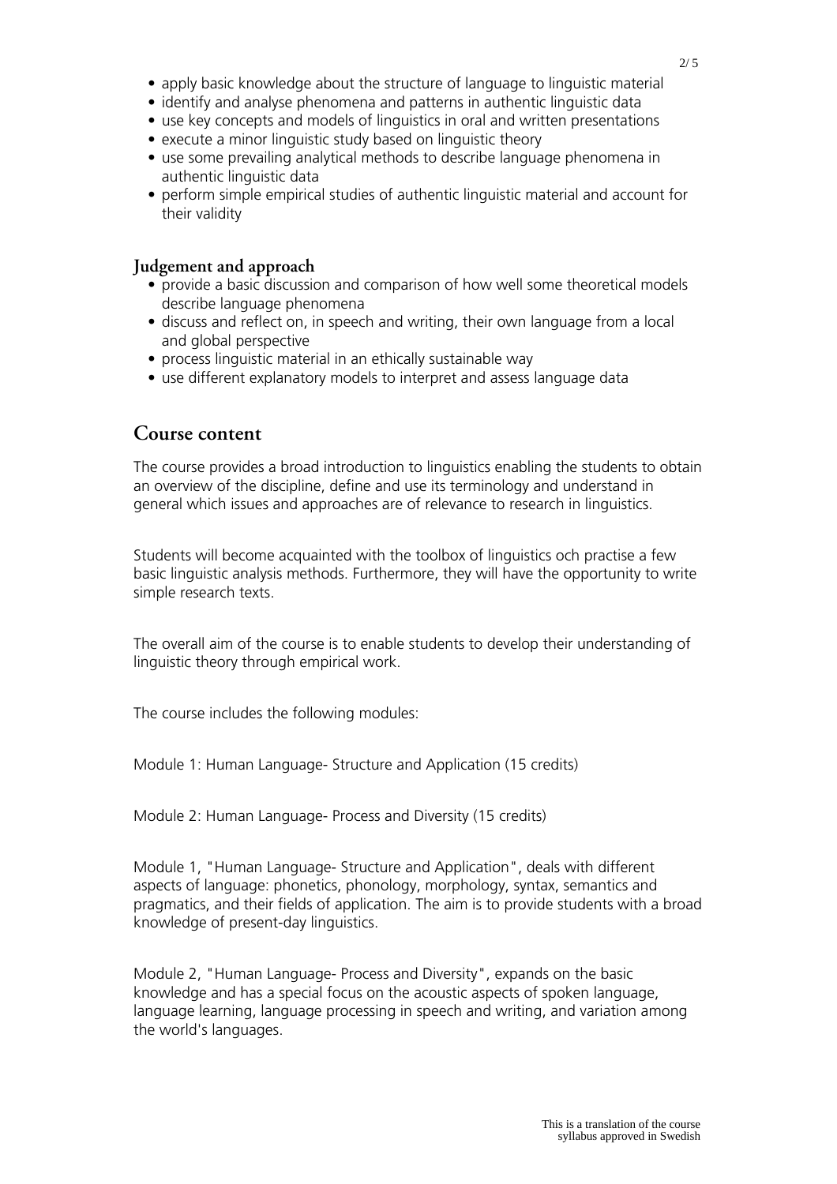- apply basic knowledge about the structure of language to linguistic material
- identify and analyse phenomena and patterns in authentic linguistic data
- use key concepts and models of linguistics in oral and written presentations
- execute a minor linguistic study based on linguistic theory
- use some prevailing analytical methods to describe language phenomena in authentic linguistic data
- perform simple empirical studies of authentic linguistic material and account for their validity

### Judgement and approach

- provide a basic discussion and comparison of how well some theoretical models describe language phenomena
- discuss and reflect on, in speech and writing, their own language from a local and global perspective
- process linguistic material in an ethically sustainable way
- use different explanatory models to interpret and assess language data

## Course content

The course provides a broad introduction to linguistics enabling the students to obtain an overview of the discipline, define and use its terminology and understand in general which issues and approaches are of relevance to research in linguistics.

Students will become acquainted with the toolbox of linguistics och practise a few basic linguistic analysis methods. Furthermore, they will have the opportunity to write simple research texts.

The overall aim of the course is to enable students to develop their understanding of linguistic theory through empirical work.

The course includes the following modules:

Module 1: Human Language- Structure and Application (15 credits)

Module 2: Human Language- Process and Diversity (15 credits)

Module 1, "Human Language- Structure and Application", deals with different aspects of language: phonetics, phonology, morphology, syntax, semantics and pragmatics, and their fields of application. The aim is to provide students with a broad knowledge of present-day linguistics.

Module 2, "Human Language- Process and Diversity", expands on the basic knowledge and has a special focus on the acoustic aspects of spoken language, language learning, language processing in speech and writing, and variation among the world's languages.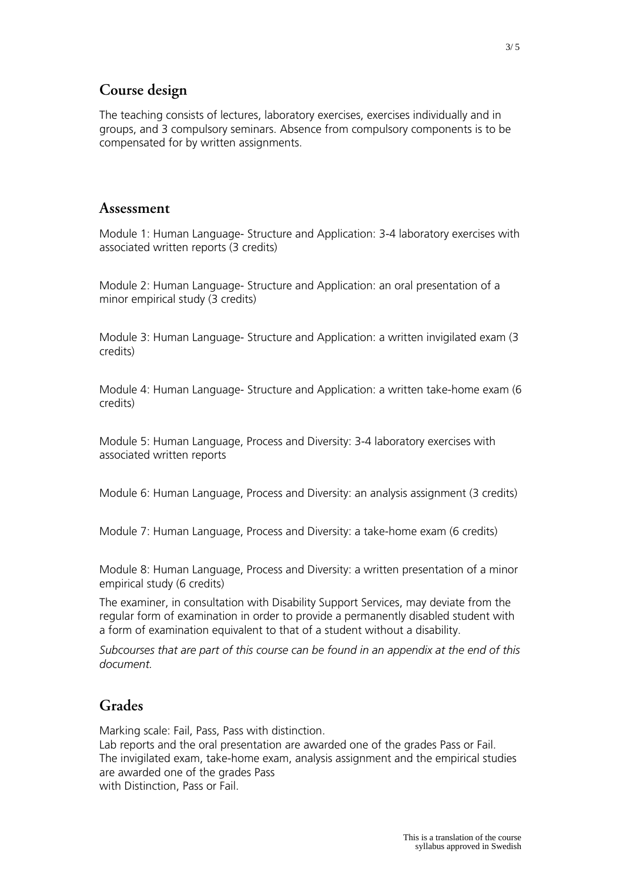## Course design

The teaching consists of lectures, laboratory exercises, exercises individually and in groups, and 3 compulsory seminars. Absence from compulsory components is to be compensated for by written assignments.

## Assessment

Module 1: Human Language- Structure and Application: 3-4 laboratory exercises with associated written reports (3 credits)

Module 2: Human Language- Structure and Application: an oral presentation of a minor empirical study (3 credits)

Module 3: Human Language- Structure and Application: a written invigilated exam (3 credits)

Module 4: Human Language- Structure and Application: a written take-home exam (6 credits)

Module 5: Human Language, Process and Diversity: 3-4 laboratory exercises with associated written reports

Module 6: Human Language, Process and Diversity: an analysis assignment (3 credits)

Module 7: Human Language, Process and Diversity: a take-home exam (6 credits)

Module 8: Human Language, Process and Diversity: a written presentation of a minor empirical study (6 credits)

The examiner, in consultation with Disability Support Services, may deviate from the regular form of examination in order to provide a permanently disabled student with a form of examination equivalent to that of a student without a disability.

*Subcourses that are part of this course can be found in an appendix at the end of this document.*

## Grades

Marking scale: Fail, Pass, Pass with distinction.
Lab reports and the oral presentation are awarded one of the grades Pass or Fail.
The invigilated exam, take-home exam, analysis assignment and the empirical studies are awarded one of the grades Pass
with Distinction, Pass or Fail.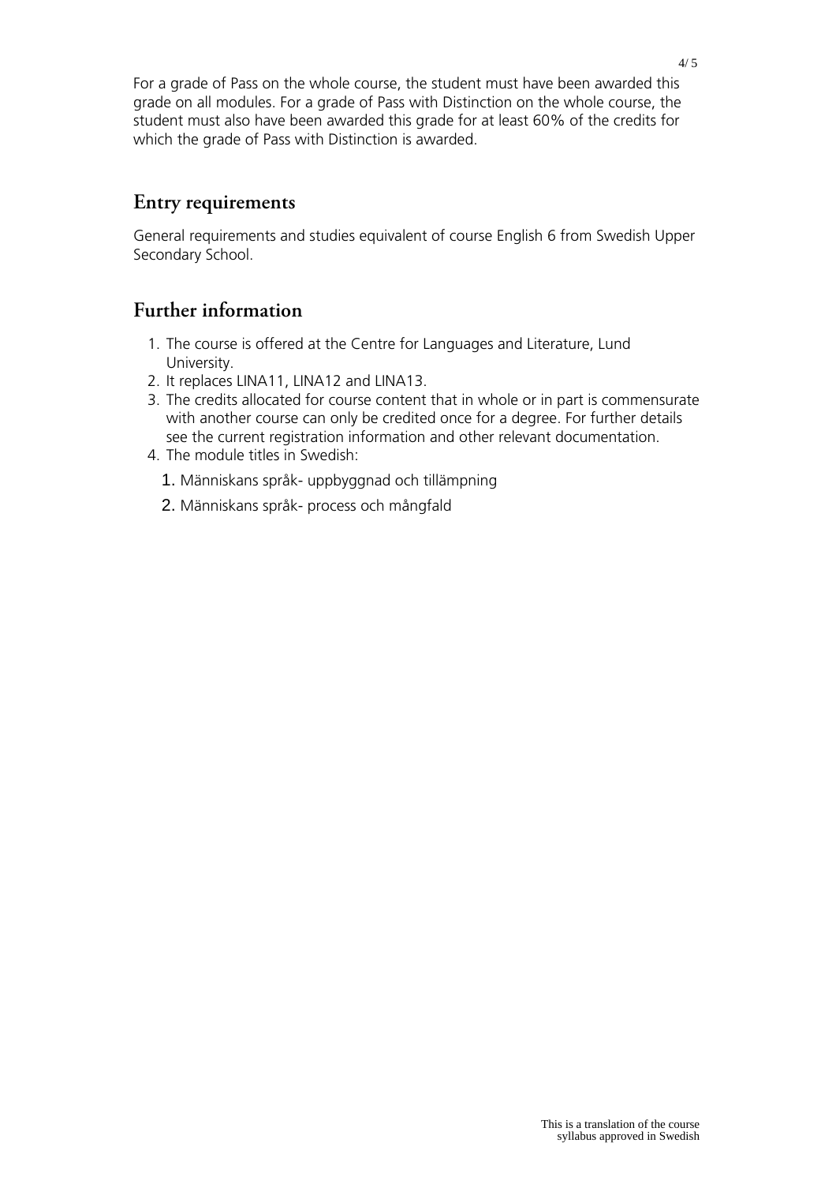For a grade of Pass on the whole course, the student must have been awarded this grade on all modules. For a grade of Pass with Distinction on the whole course, the student must also have been awarded this grade for at least 60% of the credits for which the grade of Pass with Distinction is awarded.

## Entry requirements

General requirements and studies equivalent of course English 6 from Swedish Upper Secondary School.

## Further information

1. The course is offered at the Centre for Languages and Literature, Lund University.
2. It replaces LINA11, LINA12 and LINA13.
3. The credits allocated for course content that in whole or in part is commensurate with another course can only be credited once for a degree. For further details see the current registration information and other relevant documentation.
4. The module titles in Swedish:
   1. Människans språk- uppbyggnad och tillämpning
   2. Människans språk- process och mångfald

This is a translation of the course syllabus approved in Swedish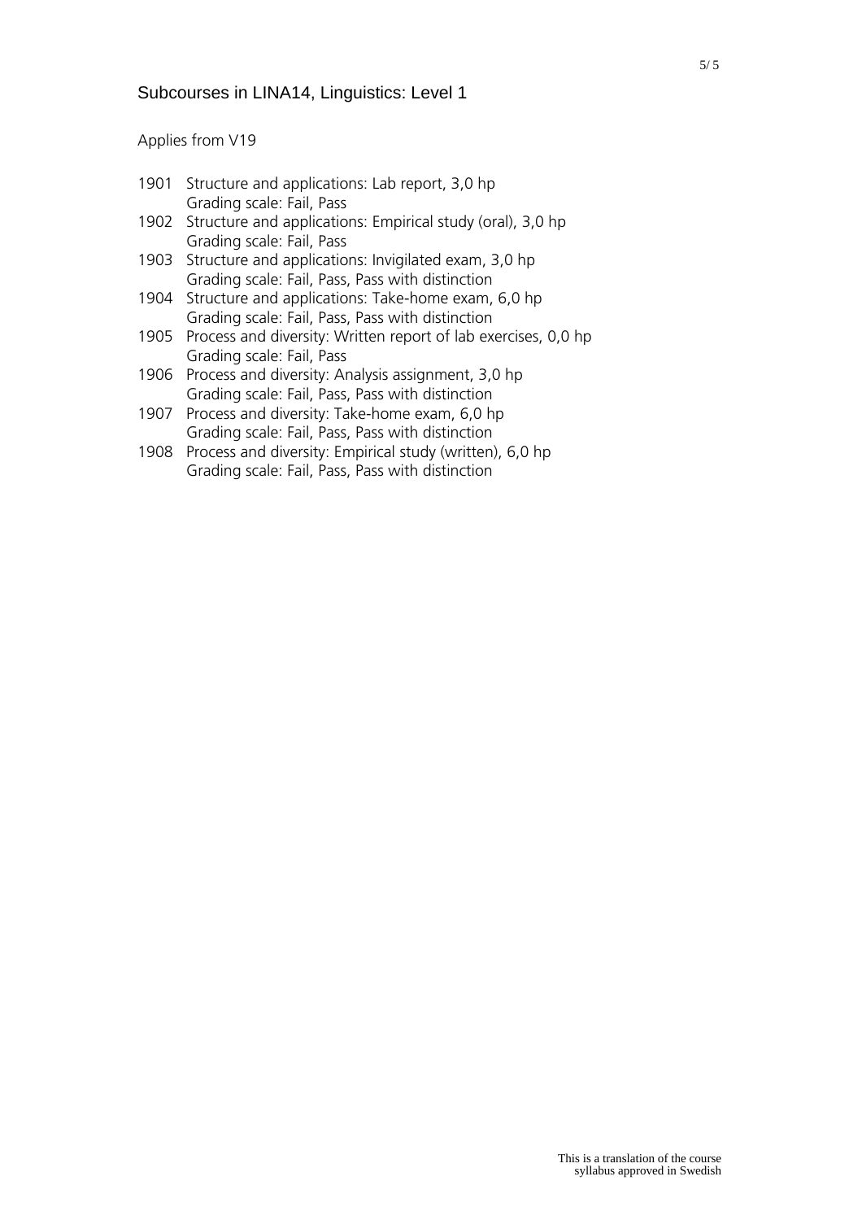## Subcourses in LINA14, Linguistics: Level 1

Applies from V19

1901 Structure and applications: Lab report, 3,0 hp
Grading scale: Fail, Pass

1902 Structure and applications: Empirical study (oral), 3,0 hp
Grading scale: Fail, Pass

1903 Structure and applications: Invigilated exam, 3,0 hp
Grading scale: Fail, Pass, Pass with distinction

1904 Structure and applications: Take-home exam, 6,0 hp
Grading scale: Fail, Pass, Pass with distinction

1905 Process and diversity: Written report of lab exercises, 0,0 hp
Grading scale: Fail, Pass

1906 Process and diversity: Analysis assignment, 3,0 hp
Grading scale: Fail, Pass, Pass with distinction

1907 Process and diversity: Take-home exam, 6,0 hp
Grading scale: Fail, Pass, Pass with distinction

1908 Process and diversity: Empirical study (written), 6,0 hp
Grading scale: Fail, Pass, Pass with distinction

This is a translation of the course syllabus approved in Swedish